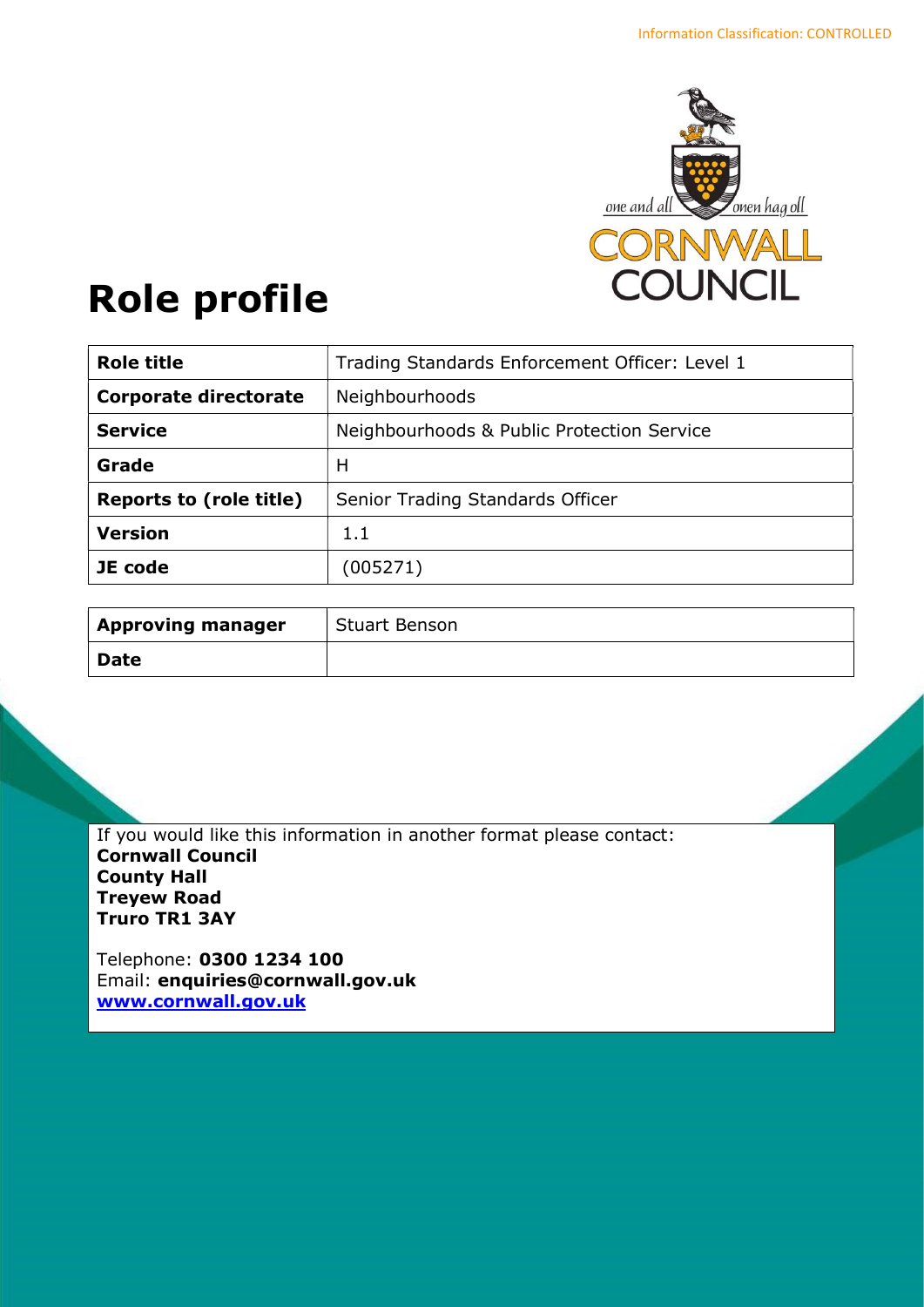Information Classification: CONTROLLED

# Role profile

| Role title | Trading Standards Enforcement Officer: Level 1 |
|---|---|
| **Corporate directorate** | Neighbourhoods |
| **Service** | Neighbourhoods & Public Protection Service |
| **Grade** | H |
| **Reports to (role title)** | Senior Trading Standards Officer |
| **Version** | 1.1 |
| **JE code** | (005271) |

| Approving manager | Stuart Benson |
|---|---|
| **Date** | |

If you would like this information in another format please contact:
**Cornwall Council**
**County Hall**
**Treyew Road**
**Truro TR1 3AY**

Telephone: **0300 1234 100**
Email: **enquiries@cornwall.gov.uk**
**www.cornwall.gov.uk**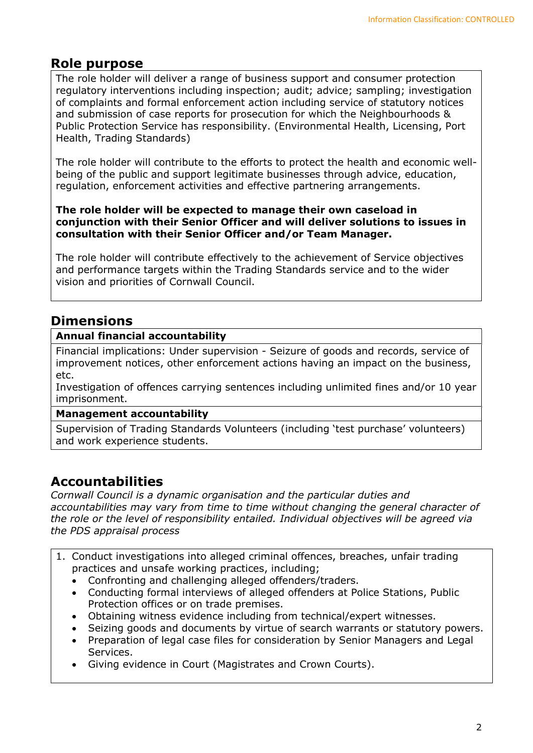## Role purpose

The role holder will deliver a range of business support and consumer protection regulatory interventions including inspection; audit; advice; sampling; investigation of complaints and formal enforcement action including service of statutory notices and submission of case reports for prosecution for which the Neighbourhoods & Public Protection Service has responsibility. (Environmental Health, Licensing, Port Health, Trading Standards)

The role holder will contribute to the efforts to protect the health and economic well-being of the public and support legitimate businesses through advice, education, regulation, enforcement activities and effective partnering arrangements.

**The role holder will be expected to manage their own caseload in conjunction with their Senior Officer and will deliver solutions to issues in consultation with their Senior Officer and/or Team Manager.**

The role holder will contribute effectively to the achievement of Service objectives and performance targets within the Trading Standards service and to the wider vision and priorities of Cornwall Council.

## Dimensions

**Annual financial accountability**

Financial implications: Under supervision - Seizure of goods and records, service of improvement notices, other enforcement actions having an impact on the business, etc.

Investigation of offences carrying sentences including unlimited fines and/or 10 year imprisonment.

**Management accountability**

Supervision of Trading Standards Volunteers (including 'test purchase' volunteers) and work experience students.

## Accountabilities

*Cornwall Council is a dynamic organisation and the particular duties and accountabilities may vary from time to time without changing the general character of the role or the level of responsibility entailed. Individual objectives will be agreed via the PDS appraisal process*

1. Conduct investigations into alleged criminal offences, breaches, unfair trading practices and unsafe working practices, including;
   - Confronting and challenging alleged offenders/traders.
   - Conducting formal interviews of alleged offenders at Police Stations, Public Protection offices or on trade premises.
   - Obtaining witness evidence including from technical/expert witnesses.
   - Seizing goods and documents by virtue of search warrants or statutory powers.
   - Preparation of legal case files for consideration by Senior Managers and Legal Services.
   - Giving evidence in Court (Magistrates and Crown Courts).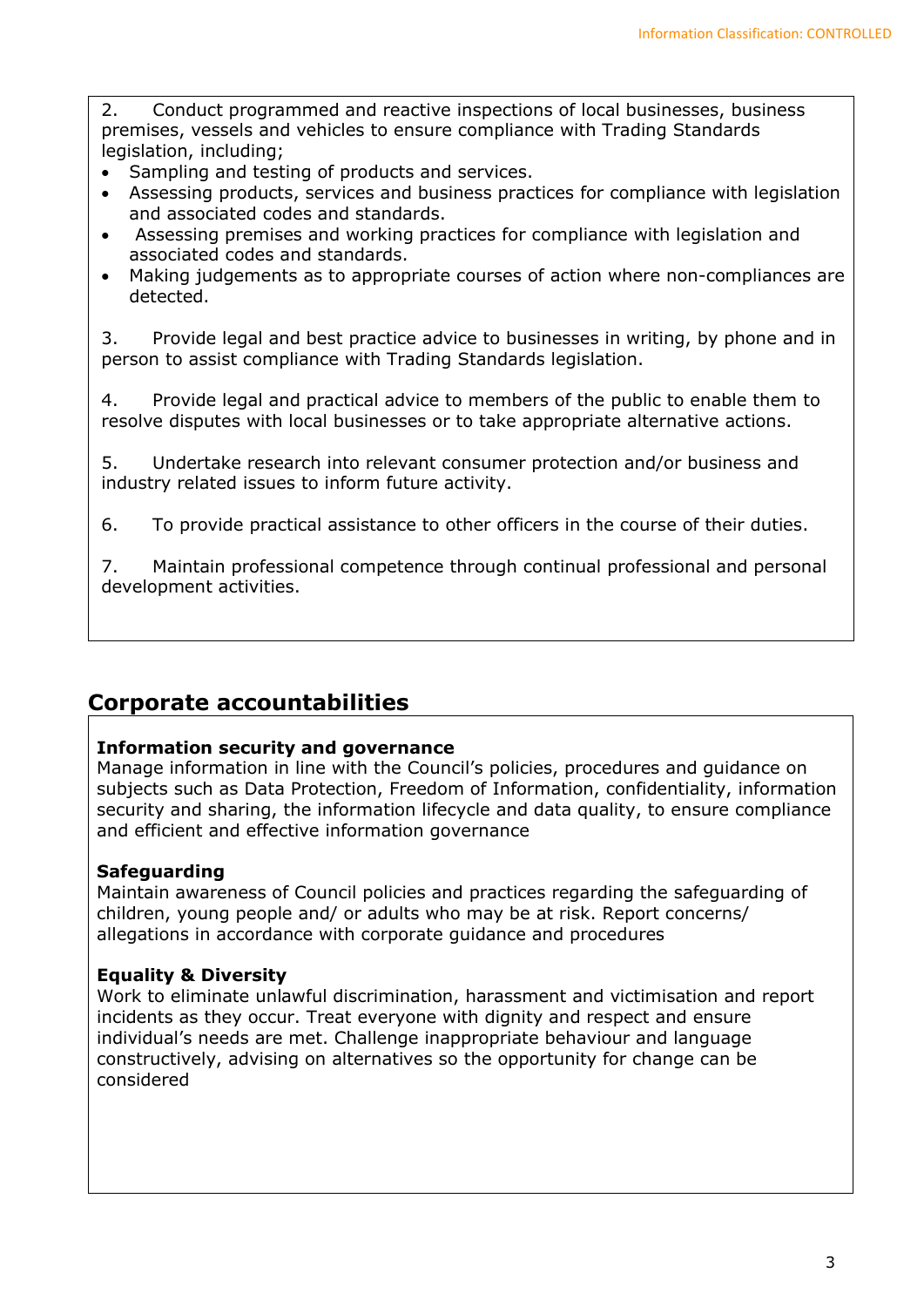2. Conduct programmed and reactive inspections of local businesses, business premises, vessels and vehicles to ensure compliance with Trading Standards legislation, including;

- Sampling and testing of products and services.
- Assessing products, services and business practices for compliance with legislation and associated codes and standards.
- Assessing premises and working practices for compliance with legislation and associated codes and standards.
- Making judgements as to appropriate courses of action where non-compliances are detected.

3. Provide legal and best practice advice to businesses in writing, by phone and in person to assist compliance with Trading Standards legislation.

4. Provide legal and practical advice to members of the public to enable them to resolve disputes with local businesses or to take appropriate alternative actions.

5. Undertake research into relevant consumer protection and/or business and industry related issues to inform future activity.

6. To provide practical assistance to other officers in the course of their duties.

7. Maintain professional competence through continual professional and personal development activities.

## Corporate accountabilities

**Information security and governance**
Manage information in line with the Council's policies, procedures and guidance on subjects such as Data Protection, Freedom of Information, confidentiality, information security and sharing, the information lifecycle and data quality, to ensure compliance and efficient and effective information governance

**Safeguarding**
Maintain awareness of Council policies and practices regarding the safeguarding of children, young people and/ or adults who may be at risk. Report concerns/ allegations in accordance with corporate guidance and procedures

**Equality & Diversity**
Work to eliminate unlawful discrimination, harassment and victimisation and report incidents as they occur. Treat everyone with dignity and respect and ensure individual's needs are met. Challenge inappropriate behaviour and language constructively, advising on alternatives so the opportunity for change can be considered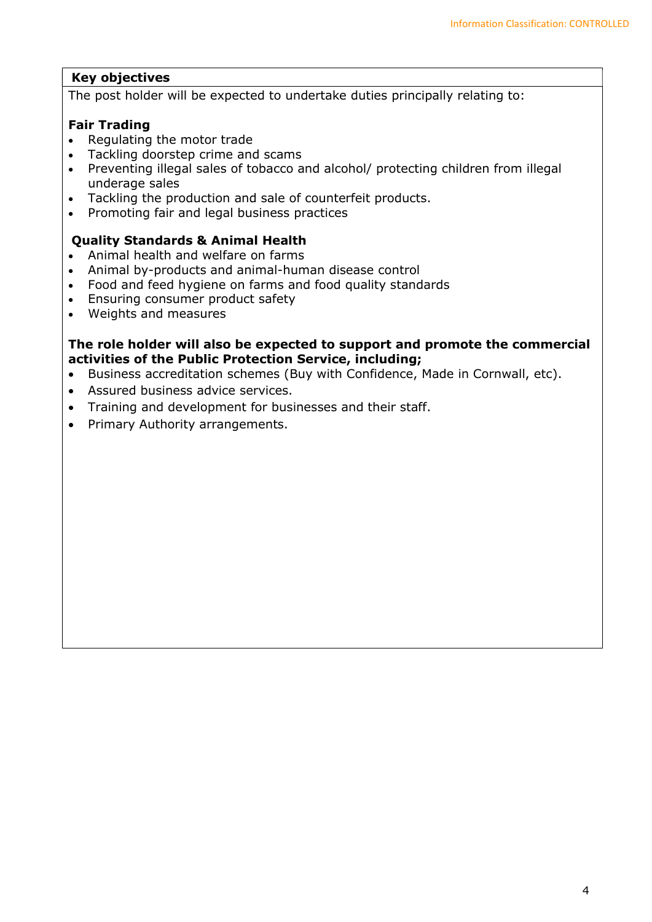**Key objectives**

The post holder will be expected to undertake duties principally relating to:

**Fair Trading**

- Regulating the motor trade
- Tackling doorstep crime and scams
- Preventing illegal sales of tobacco and alcohol/ protecting children from illegal underage sales
- Tackling the production and sale of counterfeit products.
- Promoting fair and legal business practices

**Quality Standards & Animal Health**

- Animal health and welfare on farms
- Animal by-products and animal-human disease control
- Food and feed hygiene on farms and food quality standards
- Ensuring consumer product safety
- Weights and measures

**The role holder will also be expected to support and promote the commercial activities of the Public Protection Service, including;**

- Business accreditation schemes (Buy with Confidence, Made in Cornwall, etc).
- Assured business advice services.
- Training and development for businesses and their staff.
- Primary Authority arrangements.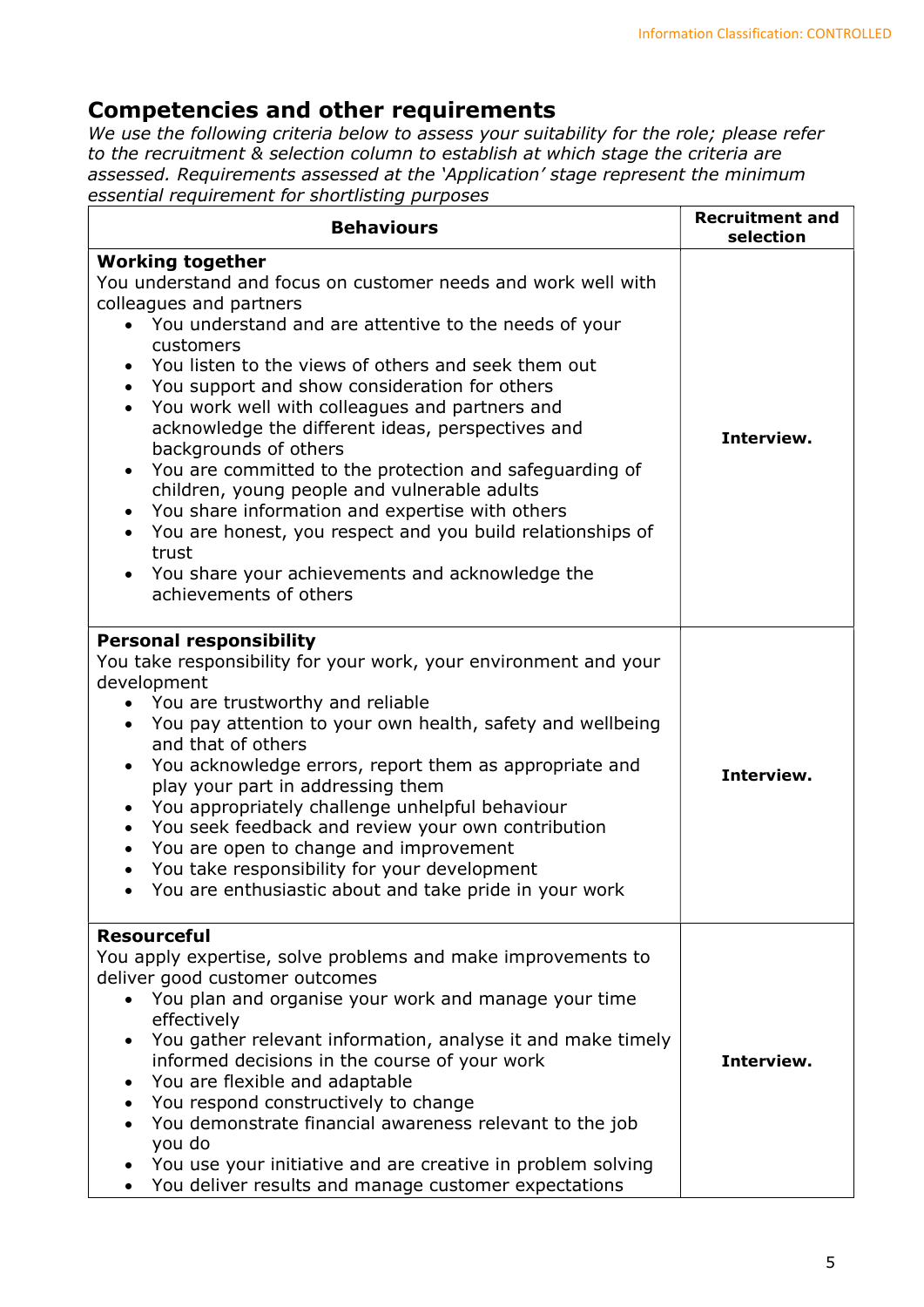## Competencies and other requirements

*We use the following criteria below to assess your suitability for the role; please refer to the recruitment & selection column to establish at which stage the criteria are assessed. Requirements assessed at the 'Application' stage represent the minimum essential requirement for shortlisting purposes*

| Behaviours | Recruitment and selection |
|---|---|
| **Working together**<br>You understand and focus on customer needs and work well with colleagues and partners<br>• You understand and are attentive to the needs of your customers<br>• You listen to the views of others and seek them out<br>• You support and show consideration for others<br>• You work well with colleagues and partners and acknowledge the different ideas, perspectives and backgrounds of others<br>• You are committed to the protection and safeguarding of children, young people and vulnerable adults<br>• You share information and expertise with others<br>• You are honest, you respect and you build relationships of trust<br>• You share your achievements and acknowledge the achievements of others | **Interview.** |
| **Personal responsibility**<br>You take responsibility for your work, your environment and your development<br>• You are trustworthy and reliable<br>• You pay attention to your own health, safety and wellbeing and that of others<br>• You acknowledge errors, report them as appropriate and play your part in addressing them<br>• You appropriately challenge unhelpful behaviour<br>• You seek feedback and review your own contribution<br>• You are open to change and improvement<br>• You take responsibility for your development<br>• You are enthusiastic about and take pride in your work | **Interview.** |
| **Resourceful**<br>You apply expertise, solve problems and make improvements to deliver good customer outcomes<br>• You plan and organise your work and manage your time effectively<br>• You gather relevant information, analyse it and make timely informed decisions in the course of your work<br>• You are flexible and adaptable<br>• You respond constructively to change<br>• You demonstrate financial awareness relevant to the job you do<br>• You use your initiative and are creative in problem solving<br>• You deliver results and manage customer expectations | **Interview.** |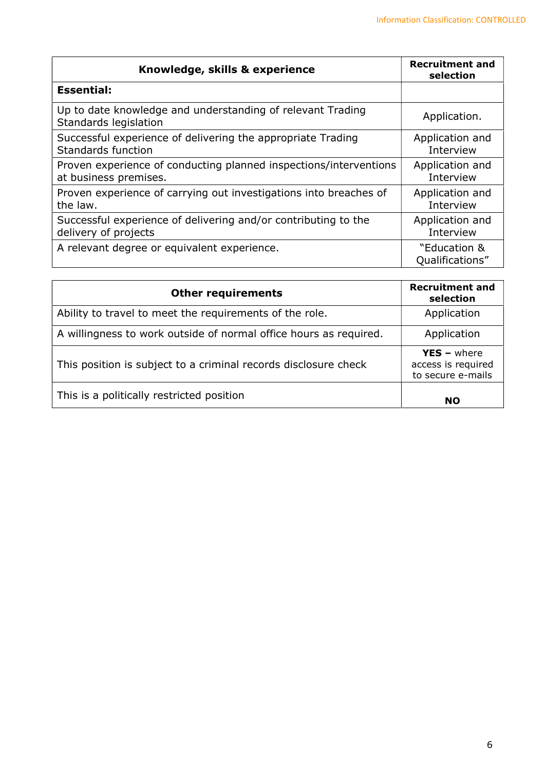| Knowledge, skills & experience | Recruitment and selection |
|---|---|
| **Essential:** | |
| Up to date knowledge and understanding of relevant Trading Standards legislation | Application. |
| Successful experience of delivering the appropriate Trading Standards function | Application and Interview |
| Proven experience of conducting planned inspections/interventions at business premises. | Application and Interview |
| Proven experience of carrying out investigations into breaches of the law. | Application and Interview |
| Successful experience of delivering and/or contributing to the delivery of projects | Application and Interview |
| A relevant degree or equivalent experience. | "Education & Qualifications" |

| Other requirements | Recruitment and selection |
|---|---|
| Ability to travel to meet the requirements of the role. | Application |
| A willingness to work outside of normal office hours as required. | Application |
| This position is subject to a criminal records disclosure check | **YES –** where access is required to secure e-mails |
| This is a politically restricted position | **NO** |